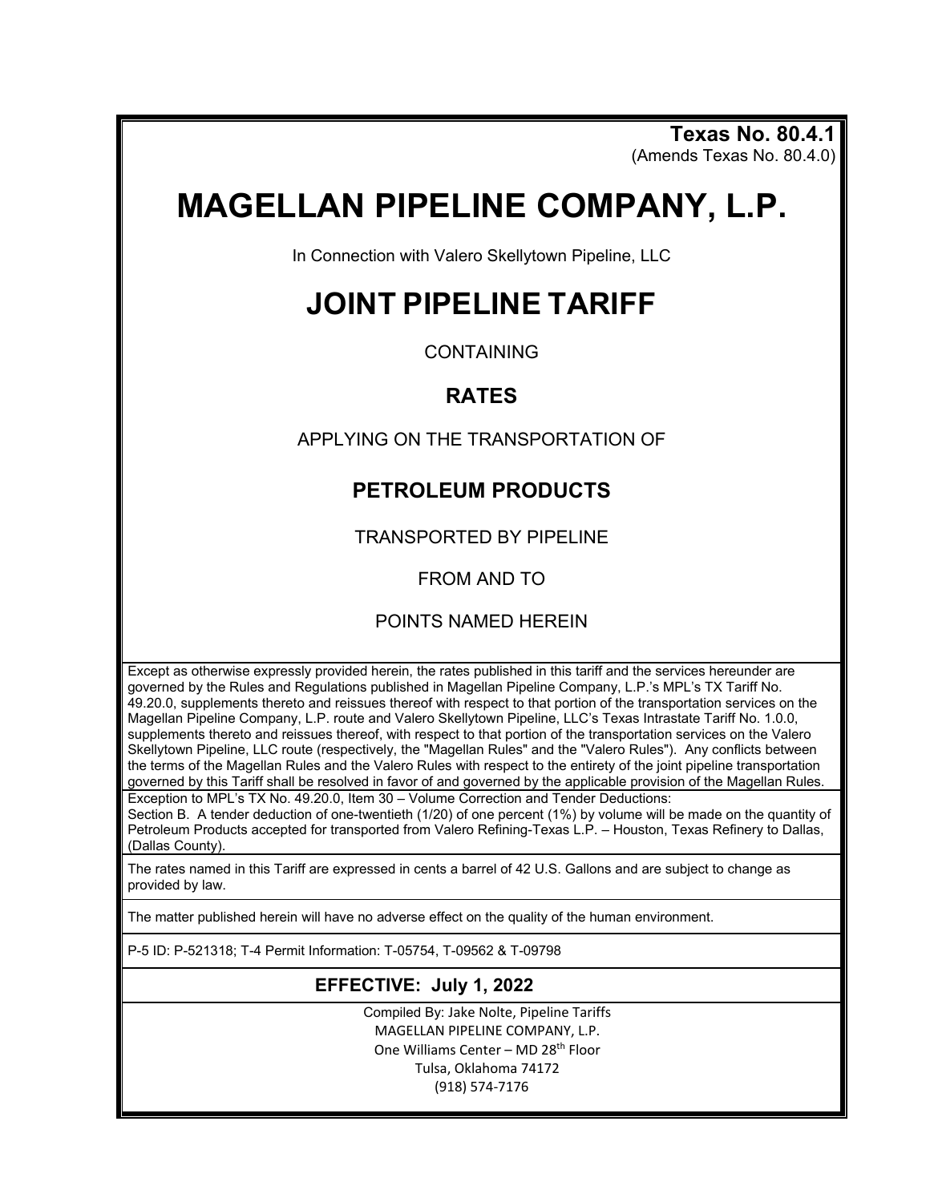**Texas No. 80.4.1**
(Amends Texas No. 80.4.0)

# MAGELLAN PIPELINE COMPANY, L.P.

In Connection with Valero Skellytown Pipeline, LLC

# JOINT PIPELINE TARIFF

CONTAINING

## RATES

APPLYING ON THE TRANSPORTATION OF

## PETROLEUM PRODUCTS

TRANSPORTED BY PIPELINE

FROM AND TO

POINTS NAMED HEREIN

Except as otherwise expressly provided herein, the rates published in this tariff and the services hereunder are governed by the Rules and Regulations published in Magellan Pipeline Company, L.P.'s MPL's TX Tariff No. 49.20.0, supplements thereto and reissues thereof with respect to that portion of the transportation services on the Magellan Pipeline Company, L.P. route and Valero Skellytown Pipeline, LLC's Texas Intrastate Tariff No. 1.0.0, supplements thereto and reissues thereof, with respect to that portion of the transportation services on the Valero Skellytown Pipeline, LLC route (respectively, the "Magellan Rules" and the "Valero Rules"). Any conflicts between the terms of the Magellan Rules and the Valero Rules with respect to the entirety of the joint pipeline transportation governed by this Tariff shall be resolved in favor of and governed by the applicable provision of the Magellan Rules.

Exception to MPL's TX No. 49.20.0, Item 30 – Volume Correction and Tender Deductions:
Section B. A tender deduction of one-twentieth (1/20) of one percent (1%) by volume will be made on the quantity of Petroleum Products accepted for transported from Valero Refining-Texas L.P. – Houston, Texas Refinery to Dallas, (Dallas County).

The rates named in this Tariff are expressed in cents a barrel of 42 U.S. Gallons and are subject to change as provided by law.

The matter published herein will have no adverse effect on the quality of the human environment.

P-5 ID: P-521318; T-4 Permit Information: T-05754, T-09562 & T-09798

**EFFECTIVE: July 1, 2022**

Compiled By: Jake Nolte, Pipeline Tariffs
MAGELLAN PIPELINE COMPANY, L.P.
One Williams Center – MD 28th Floor
Tulsa, Oklahoma 74172
(918) 574-7176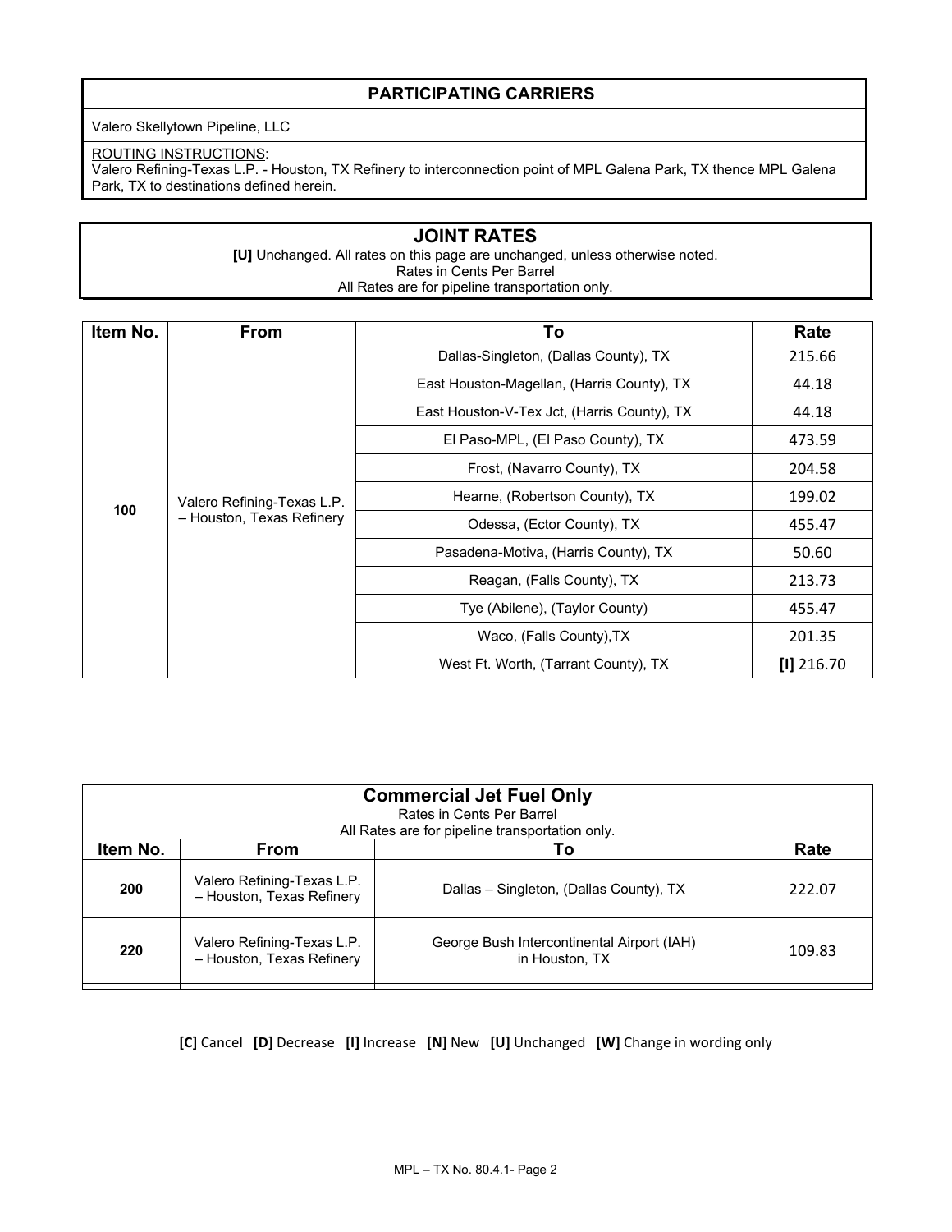## PARTICIPATING CARRIERS

Valero Skellytown Pipeline, LLC

ROUTING INSTRUCTIONS:
Valero Refining-Texas L.P. - Houston, TX Refinery to interconnection point of MPL Galena Park, TX thence MPL Galena Park, TX to destinations defined herein.

## JOINT RATES

**[U]** Unchanged. All rates on this page are unchanged, unless otherwise noted.
Rates in Cents Per Barrel
All Rates are for pipeline transportation only.

| Item No. | From | To | Rate |
|---|---|---|---|
| 100 | Valero Refining-Texas L.P. – Houston, Texas Refinery | Dallas-Singleton, (Dallas County), TX | 215.66 |
| | | East Houston-Magellan, (Harris County), TX | 44.18 |
| | | East Houston-V-Tex Jct, (Harris County), TX | 44.18 |
| | | El Paso-MPL, (El Paso County), TX | 473.59 |
| | | Frost, (Navarro County), TX | 204.58 |
| | | Hearne, (Robertson County), TX | 199.02 |
| | | Odessa, (Ector County), TX | 455.47 |
| | | Pasadena-Motiva, (Harris County), TX | 50.60 |
| | | Reagan, (Falls County), TX | 213.73 |
| | | Tye (Abilene), (Taylor County) | 455.47 |
| | | Waco, (Falls County),TX | 201.35 |
| | | West Ft. Worth, (Tarrant County), TX | **[I]** 216.70 |

## Commercial Jet Fuel Only

Rates in Cents Per Barrel
All Rates are for pipeline transportation only.

| Item No. | From | To | Rate |
|---|---|---|---|
| 200 | Valero Refining-Texas L.P. – Houston, Texas Refinery | Dallas – Singleton, (Dallas County), TX | 222.07 |
| 220 | Valero Refining-Texas L.P. – Houston, Texas Refinery | George Bush Intercontinental Airport (IAH) in Houston, TX | 109.83 |

**[C]** Cancel **[D]** Decrease **[I]** Increase **[N]** New **[U]** Unchanged **[W]** Change in wording only